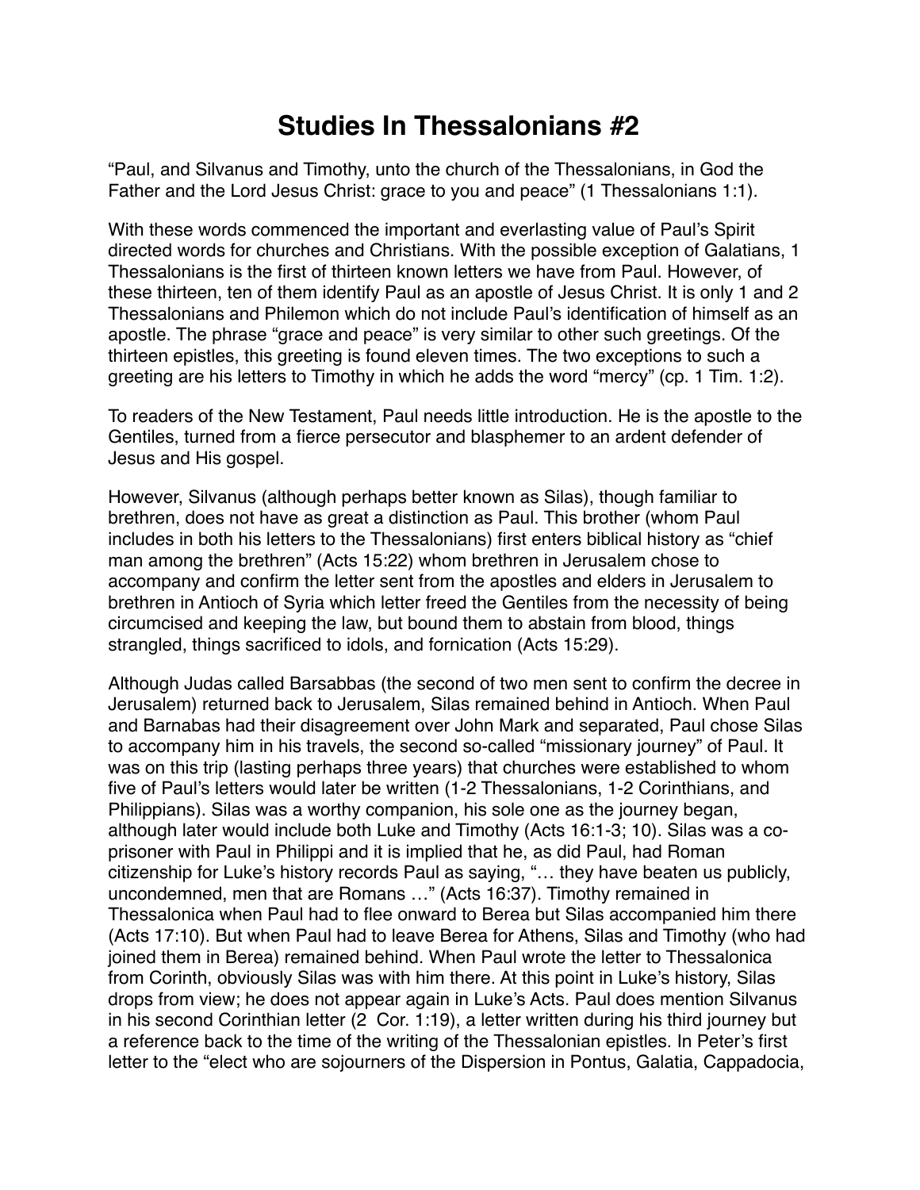# Studies In Thessalonians #2

“Paul, and Silvanus and Timothy, unto the church of the Thessalonians, in God the Father and the Lord Jesus Christ: grace to you and peace” (1 Thessalonians 1:1).

With these words commenced the important and everlasting value of Paul’s Spirit directed words for churches and Christians. With the possible exception of Galatians, 1 Thessalonians is the first of thirteen known letters we have from Paul. However, of these thirteen, ten of them identify Paul as an apostle of Jesus Christ. It is only 1 and 2 Thessalonians and Philemon which do not include Paul’s identification of himself as an apostle. The phrase “grace and peace” is very similar to other such greetings. Of the thirteen epistles, this greeting is found eleven times. The two exceptions to such a greeting are his letters to Timothy in which he adds the word “mercy” (cp. 1 Tim. 1:2).

To readers of the New Testament, Paul needs little introduction. He is the apostle to the Gentiles, turned from a fierce persecutor and blasphemer to an ardent defender of Jesus and His gospel.

However, Silvanus (although perhaps better known as Silas), though familiar to brethren, does not have as great a distinction as Paul. This brother (whom Paul includes in both his letters to the Thessalonians) first enters biblical history as “chief man among the brethren” (Acts 15:22) whom brethren in Jerusalem chose to accompany and confirm the letter sent from the apostles and elders in Jerusalem to brethren in Antioch of Syria which letter freed the Gentiles from the necessity of being circumcised and keeping the law, but bound them to abstain from blood, things strangled, things sacrificed to idols, and fornication (Acts 15:29).

Although Judas called Barsabbas (the second of two men sent to confirm the decree in Jerusalem) returned back to Jerusalem, Silas remained behind in Antioch. When Paul and Barnabas had their disagreement over John Mark and separated, Paul chose Silas to accompany him in his travels, the second so-called “missionary journey” of Paul. It was on this trip (lasting perhaps three years) that churches were established to whom five of Paul’s letters would later be written (1-2 Thessalonians, 1-2 Corinthians, and Philippians). Silas was a worthy companion, his sole one as the journey began, although later would include both Luke and Timothy (Acts 16:1-3; 10). Silas was a co-prisoner with Paul in Philippi and it is implied that he, as did Paul, had Roman citizenship for Luke’s history records Paul as saying, “… they have beaten us publicly, uncondemned, men that are Romans …” (Acts 16:37). Timothy remained in Thessalonica when Paul had to flee onward to Berea but Silas accompanied him there (Acts 17:10). But when Paul had to leave Berea for Athens, Silas and Timothy (who had joined them in Berea) remained behind. When Paul wrote the letter to Thessalonica from Corinth, obviously Silas was with him there. At this point in Luke’s history, Silas drops from view; he does not appear again in Luke’s Acts. Paul does mention Silvanus in his second Corinthian letter (2 Cor. 1:19), a letter written during his third journey but a reference back to the time of the writing of the Thessalonian epistles. In Peter’s first letter to the “elect who are sojourners of the Dispersion in Pontus, Galatia, Cappadocia,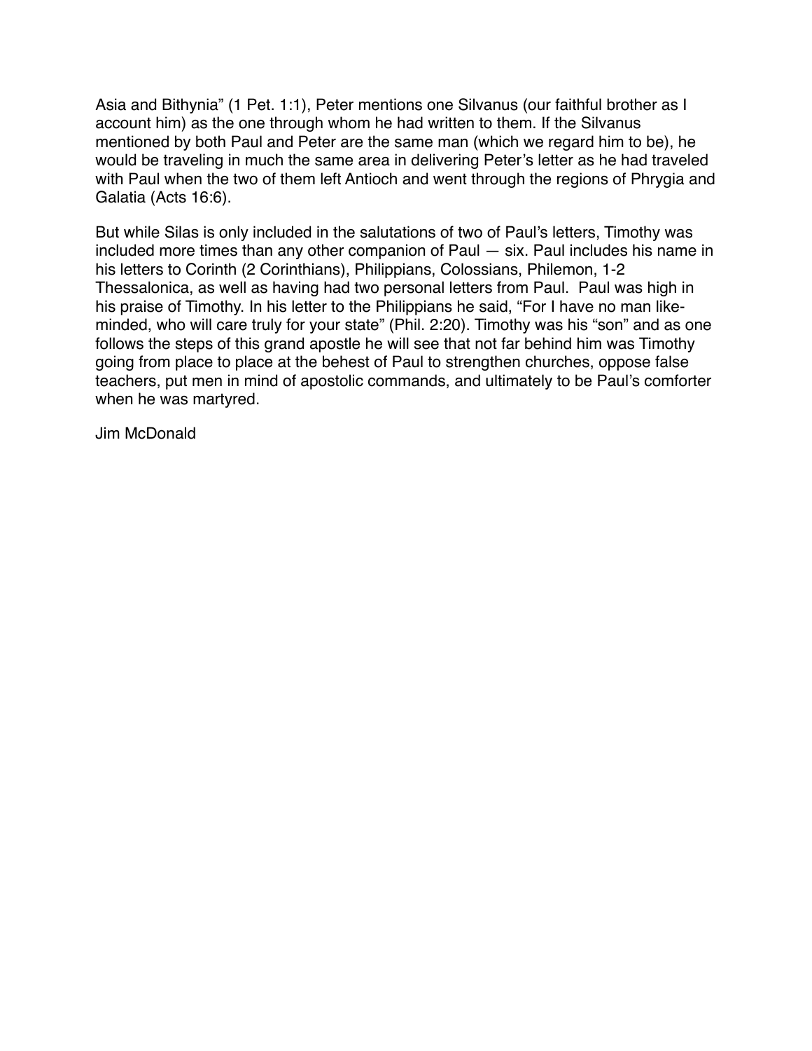Asia and Bithynia" (1 Pet. 1:1), Peter mentions one Silvanus (our faithful brother as I account him) as the one through whom he had written to them. If the Silvanus mentioned by both Paul and Peter are the same man (which we regard him to be), he would be traveling in much the same area in delivering Peter's letter as he had traveled with Paul when the two of them left Antioch and went through the regions of Phrygia and Galatia (Acts 16:6).

But while Silas is only included in the salutations of two of Paul's letters, Timothy was included more times than any other companion of Paul — six. Paul includes his name in his letters to Corinth (2 Corinthians), Philippians, Colossians, Philemon, 1-2 Thessalonica, as well as having had two personal letters from Paul. Paul was high in his praise of Timothy. In his letter to the Philippians he said, "For I have no man like-minded, who will care truly for your state" (Phil. 2:20). Timothy was his "son" and as one follows the steps of this grand apostle he will see that not far behind him was Timothy going from place to place at the behest of Paul to strengthen churches, oppose false teachers, put men in mind of apostolic commands, and ultimately to be Paul's comforter when he was martyred.

Jim McDonald